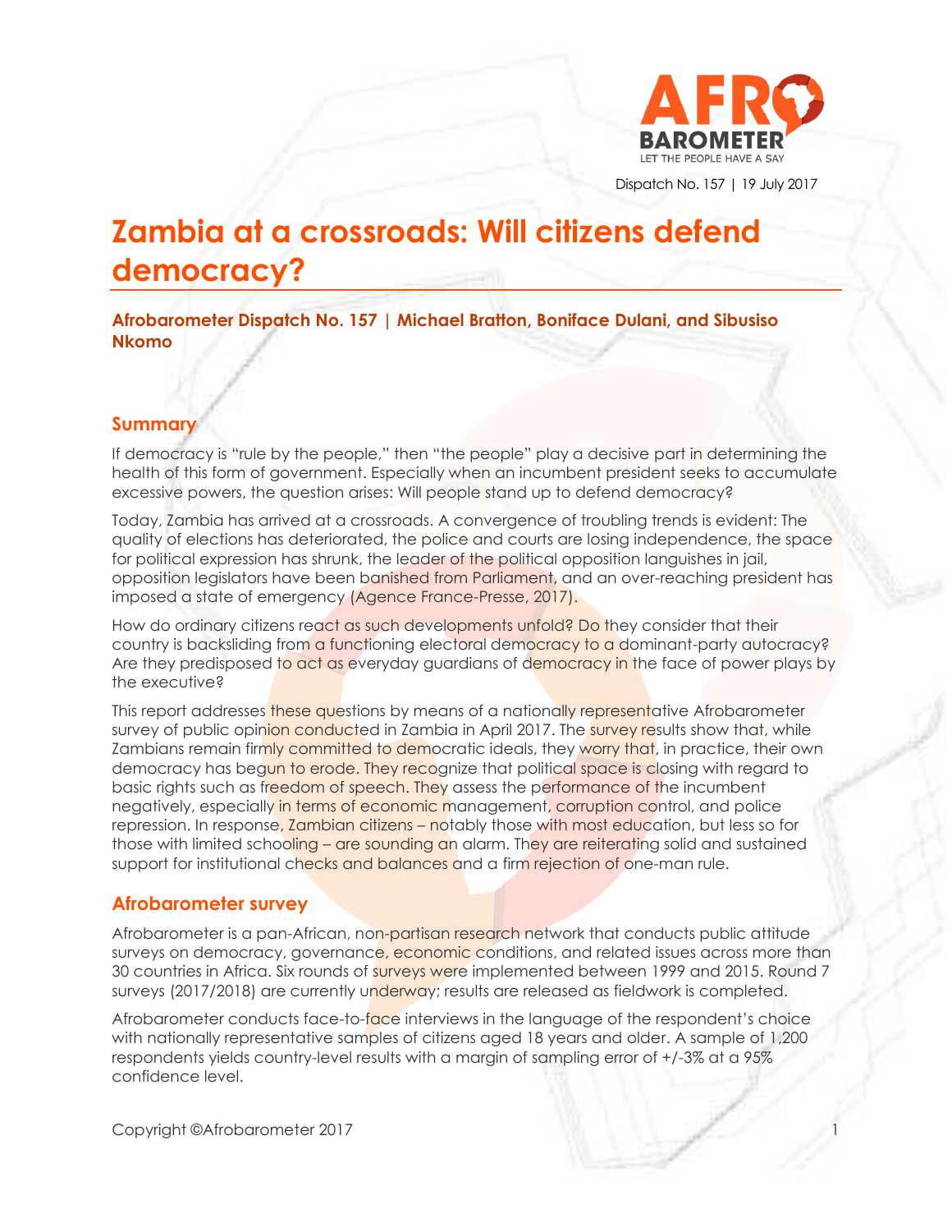Dispatch No. 157 | 19 July 2017

# Zambia at a crossroads: Will citizens defend democracy?

**Afrobarometer Dispatch No. 157 | Michael Bratton, Boniface Dulani, and Sibusiso Nkomo**

## Summary

If democracy is "rule by the people," then "the people" play a decisive part in determining the health of this form of government. Especially when an incumbent president seeks to accumulate excessive powers, the question arises: Will people stand up to defend democracy?

Today, Zambia has arrived at a crossroads. A convergence of troubling trends is evident: The quality of elections has deteriorated, the police and courts are losing independence, the space for political expression has shrunk, the leader of the political opposition languishes in jail, opposition legislators have been banished from Parliament, and an over-reaching president has imposed a state of emergency (Agence France-Presse, 2017).

How do ordinary citizens react as such developments unfold? Do they consider that their country is backsliding from a functioning electoral democracy to a dominant-party autocracy? Are they predisposed to act as everyday guardians of democracy in the face of power plays by the executive?

This report addresses these questions by means of a nationally representative Afrobarometer survey of public opinion conducted in Zambia in April 2017. The survey results show that, while Zambians remain firmly committed to democratic ideals, they worry that, in practice, their own democracy has begun to erode. They recognize that political space is closing with regard to basic rights such as freedom of speech. They assess the performance of the incumbent negatively, especially in terms of economic management, corruption control, and police repression. In response, Zambian citizens – notably those with most education, but less so for those with limited schooling – are sounding an alarm. They are reiterating solid and sustained support for institutional checks and balances and a firm rejection of one-man rule.

## Afrobarometer survey

Afrobarometer is a pan-African, non-partisan research network that conducts public attitude surveys on democracy, governance, economic conditions, and related issues across more than 30 countries in Africa. Six rounds of surveys were implemented between 1999 and 2015. Round 7 surveys (2017/2018) are currently underway; results are released as fieldwork is completed.

Afrobarometer conducts face-to-face interviews in the language of the respondent's choice with nationally representative samples of citizens aged 18 years and older. A sample of 1,200 respondents yields country-level results with a margin of sampling error of +/-3% at a 95% confidence level.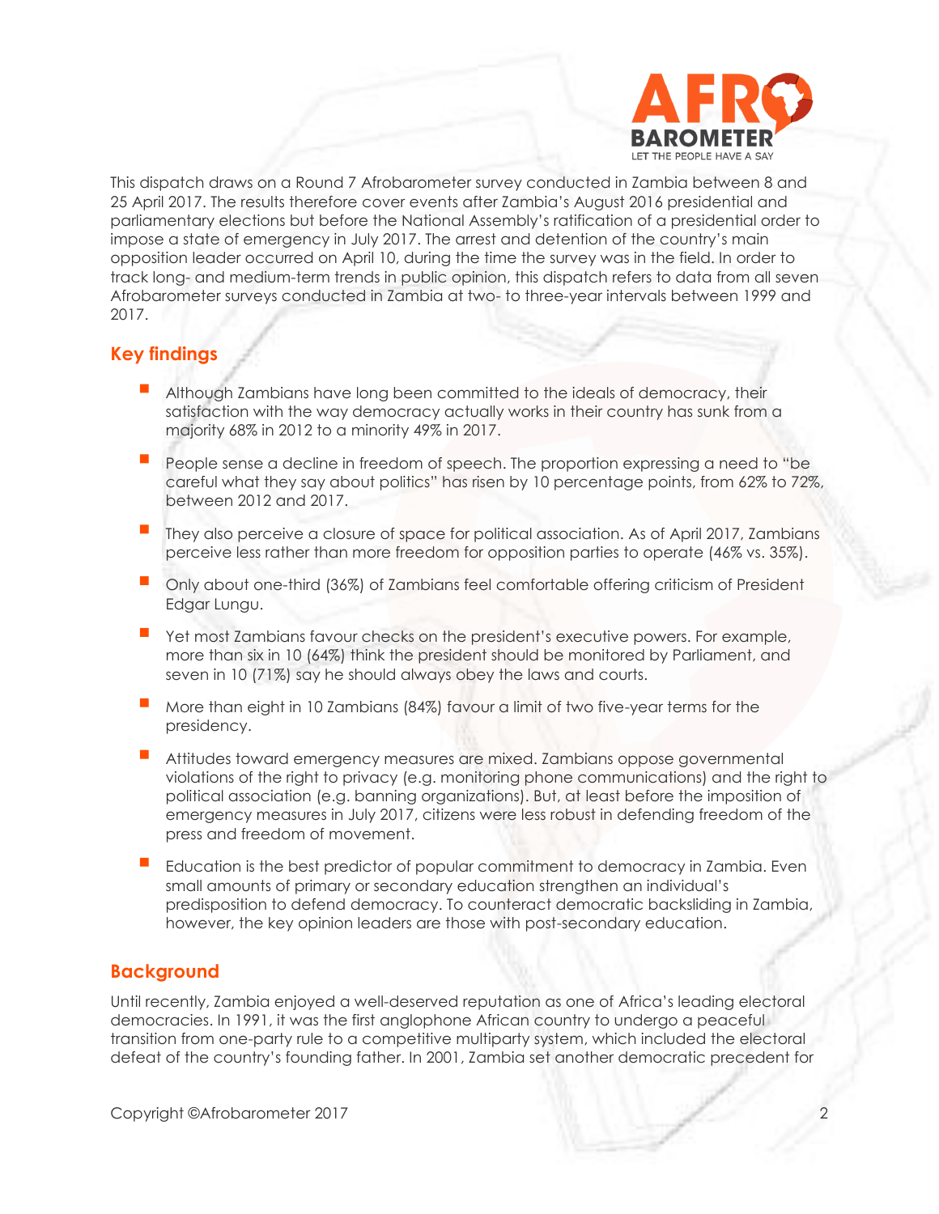This dispatch draws on a Round 7 Afrobarometer survey conducted in Zambia between 8 and 25 April 2017. The results therefore cover events after Zambia's August 2016 presidential and parliamentary elections but before the National Assembly's ratification of a presidential order to impose a state of emergency in July 2017. The arrest and detention of the country's main opposition leader occurred on April 10, during the time the survey was in the field. In order to track long- and medium-term trends in public opinion, this dispatch refers to data from all seven Afrobarometer surveys conducted in Zambia at two- to three-year intervals between 1999 and 2017.

## Key findings

- Although Zambians have long been committed to the ideals of democracy, their satisfaction with the way democracy actually works in their country has sunk from a majority 68% in 2012 to a minority 49% in 2017.
- People sense a decline in freedom of speech. The proportion expressing a need to "be careful what they say about politics" has risen by 10 percentage points, from 62% to 72%, between 2012 and 2017.
- They also perceive a closure of space for political association. As of April 2017, Zambians perceive less rather than more freedom for opposition parties to operate (46% vs. 35%).
- Only about one-third (36%) of Zambians feel comfortable offering criticism of President Edgar Lungu.
- Yet most Zambians favour checks on the president's executive powers. For example, more than six in 10 (64%) think the president should be monitored by Parliament, and seven in 10 (71%) say he should always obey the laws and courts.
- More than eight in 10 Zambians (84%) favour a limit of two five-year terms for the presidency.
- Attitudes toward emergency measures are mixed. Zambians oppose governmental violations of the right to privacy (e.g. monitoring phone communications) and the right to political association (e.g. banning organizations). But, at least before the imposition of emergency measures in July 2017, citizens were less robust in defending freedom of the press and freedom of movement.
- Education is the best predictor of popular commitment to democracy in Zambia. Even small amounts of primary or secondary education strengthen an individual's predisposition to defend democracy. To counteract democratic backsliding in Zambia, however, the key opinion leaders are those with post-secondary education.

## Background

Until recently, Zambia enjoyed a well-deserved reputation as one of Africa's leading electoral democracies. In 1991, it was the first anglophone African country to undergo a peaceful transition from one-party rule to a competitive multiparty system, which included the electoral defeat of the country's founding father. In 2001, Zambia set another democratic precedent for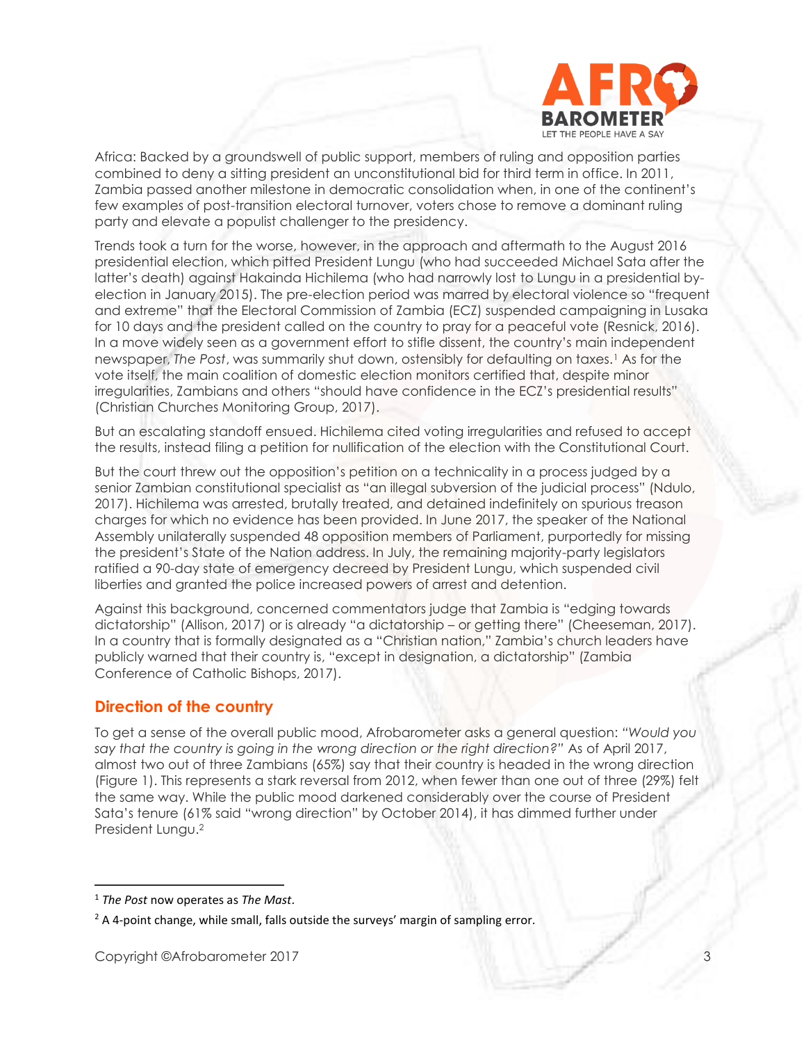Africa: Backed by a groundswell of public support, members of ruling and opposition parties combined to deny a sitting president an unconstitutional bid for third term in office. In 2011, Zambia passed another milestone in democratic consolidation when, in one of the continent's few examples of post-transition electoral turnover, voters chose to remove a dominant ruling party and elevate a populist challenger to the presidency.

Trends took a turn for the worse, however, in the approach and aftermath to the August 2016 presidential election, which pitted President Lungu (who had succeeded Michael Sata after the latter's death) against Hakainda Hichilema (who had narrowly lost to Lungu in a presidential by-election in January 2015). The pre-election period was marred by electoral violence so "frequent and extreme" that the Electoral Commission of Zambia (ECZ) suspended campaigning in Lusaka for 10 days and the president called on the country to pray for a peaceful vote (Resnick, 2016). In a move widely seen as a government effort to stifle dissent, the country's main independent newspaper, *The Post*, was summarily shut down, ostensibly for defaulting on taxes.[1] As for the vote itself, the main coalition of domestic election monitors certified that, despite minor irregularities, Zambians and others "should have confidence in the ECZ's presidential results" (Christian Churches Monitoring Group, 2017).

But an escalating standoff ensued. Hichilema cited voting irregularities and refused to accept the results, instead filing a petition for nullification of the election with the Constitutional Court.

But the court threw out the opposition's petition on a technicality in a process judged by a senior Zambian constitutional specialist as "an illegal subversion of the judicial process" (Ndulo, 2017). Hichilema was arrested, brutally treated, and detained indefinitely on spurious treason charges for which no evidence has been provided. In June 2017, the speaker of the National Assembly unilaterally suspended 48 opposition members of Parliament, purportedly for missing the president's State of the Nation address. In July, the remaining majority-party legislators ratified a 90-day state of emergency decreed by President Lungu, which suspended civil liberties and granted the police increased powers of arrest and detention.

Against this background, concerned commentators judge that Zambia is "edging towards dictatorship" (Allison, 2017) or is already "a dictatorship – or getting there" (Cheeseman, 2017). In a country that is formally designated as a "Christian nation," Zambia's church leaders have publicly warned that their country is, "except in designation, a dictatorship" (Zambia Conference of Catholic Bishops, 2017).

## Direction of the country

To get a sense of the overall public mood, Afrobarometer asks a general question: "*Would you say that the country is going in the wrong direction or the right direction?*" As of April 2017, almost two out of three Zambians (65%) say that their country is headed in the wrong direction (Figure 1). This represents a stark reversal from 2012, when fewer than one out of three (29%) felt the same way. While the public mood darkened considerably over the course of President Sata's tenure (61% said "wrong direction" by October 2014), it has dimmed further under President Lungu.[2]

---

[1] *The Post* now operates as *The Mast*.

[2] A 4-point change, while small, falls outside the surveys' margin of sampling error.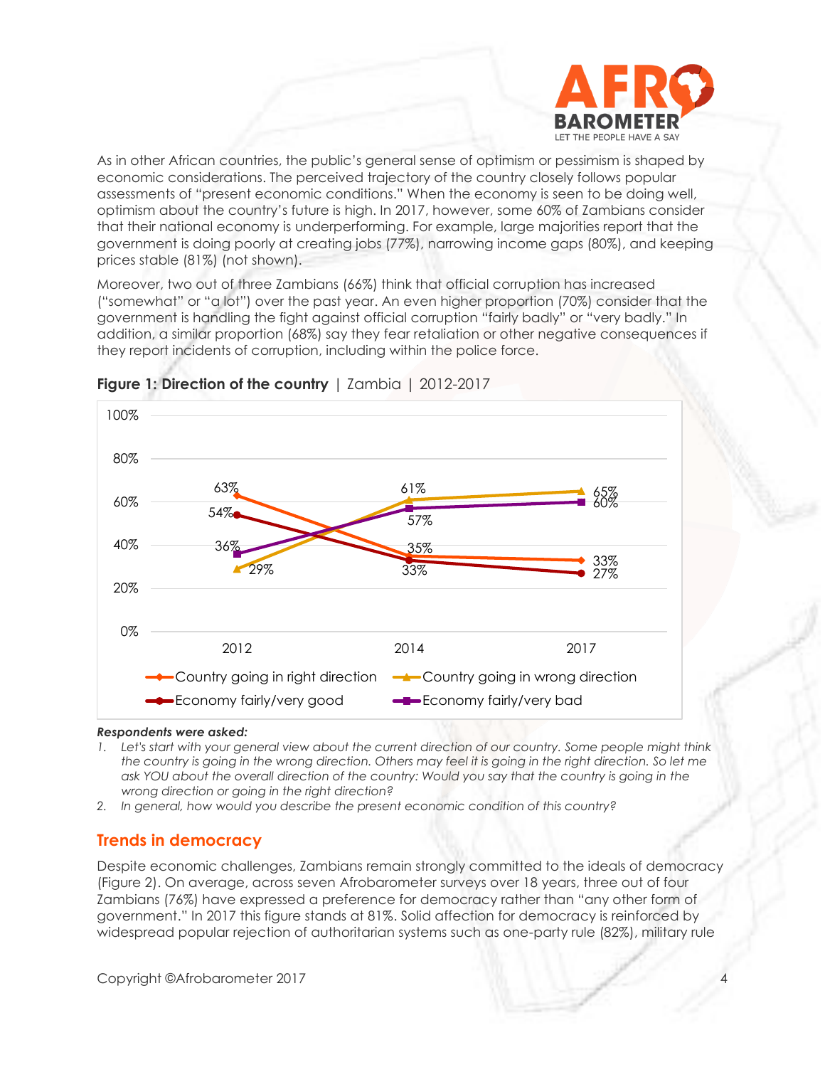As in other African countries, the public's general sense of optimism or pessimism is shaped by economic considerations. The perceived trajectory of the country closely follows popular assessments of "present economic conditions." When the economy is seen to be doing well, optimism about the country's future is high. In 2017, however, some 60% of Zambians consider that their national economy is underperforming. For example, large majorities report that the government is doing poorly at creating jobs (77%), narrowing income gaps (80%), and keeping prices stable (81%) (not shown).

Moreover, two out of three Zambians (66%) think that official corruption has increased ("somewhat" or "a lot") over the past year. An even higher proportion (70%) consider that the government is handling the fight against official corruption "fairly badly" or "very badly." In addition, a similar proportion (68%) say they fear retaliation or other negative consequences if they report incidents of corruption, including within the police force.

**Figure 1: Direction of the country** | Zambia | 2012-2017

| | 2012 | 2014 | 2017 |
|---|---|---|---|
| Country going in right direction | 63% | 35% | 33% |
| Country going in wrong direction | 29% | 61% | 65% |
| Economy fairly/very good | 54% | 33% | 27% |
| Economy fairly/very bad | 36% | 57% | 60% |

***Respondents were asked:***

1. *Let's start with your general view about the current direction of our country. Some people might think the country is going in the wrong direction. Others may feel it is going in the right direction. So let me ask YOU about the overall direction of the country: Would you say that the country is going in the wrong direction or going in the right direction?*
2. *In general, how would you describe the present economic condition of this country?*

## Trends in democracy

Despite economic challenges, Zambians remain strongly committed to the ideals of democracy (Figure 2). On average, across seven Afrobarometer surveys over 18 years, three out of four Zambians (76%) have expressed a preference for democracy rather than "any other form of government." In 2017 this figure stands at 81%. Solid affection for democracy is reinforced by widespread popular rejection of authoritarian systems such as one-party rule (82%), military rule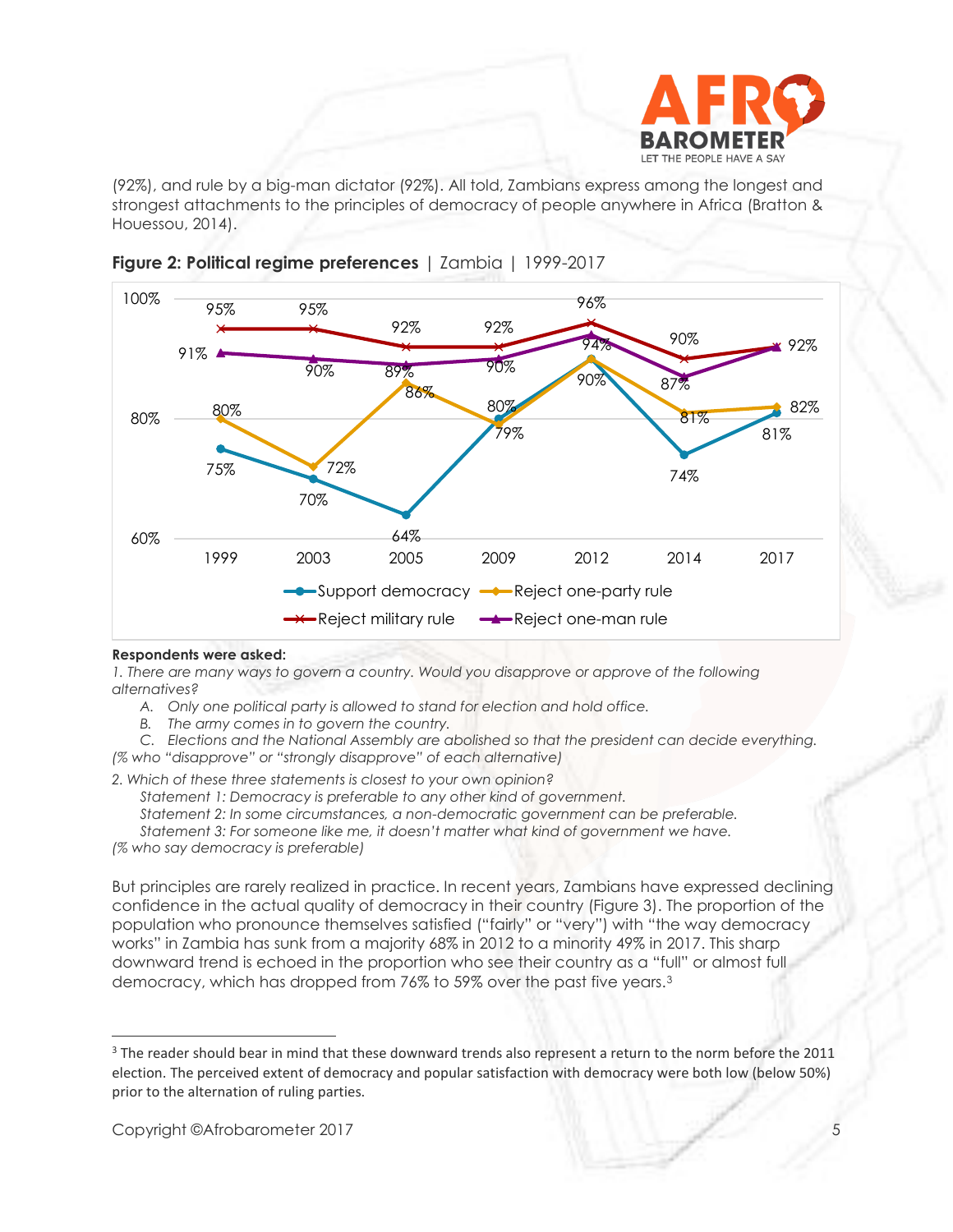(92%), and rule by a big-man dictator (92%). All told, Zambians express among the longest and strongest attachments to the principles of democracy of people anywhere in Africa (Bratton & Houessou, 2014).

**Figure 2: Political regime preferences** | Zambia | 1999-2017

| | 1999 | 2003 | 2005 | 2009 | 2012 | 2014 | 2017 |
|---|---|---|---|---|---|---|---|
| Support democracy | 75% | 70% | 64% | 80% | 90% | 74% | 81% |
| Reject one-party rule | 80% | 72% | 86% | 79% | 90% | 81% | 82% |
| Reject military rule | 95% | 95% | 92% | 92% | 96% | 90% | 92% |
| Reject one-man rule | 91% | 90% | 89% | 90% | 94% | 87% | 92% |

**Respondents were asked:**

*1. There are many ways to govern a country. Would you disapprove or approve of the following alternatives?*

*A. Only one political party is allowed to stand for election and hold office.*

*B. The army comes in to govern the country.*

*C. Elections and the National Assembly are abolished so that the president can decide everything.*

*(% who "disapprove" or "strongly disapprove" of each alternative)*

*2. Which of these three statements is closest to your own opinion?*

*Statement 1: Democracy is preferable to any other kind of government.*

*Statement 2: In some circumstances, a non-democratic government can be preferable.*

*Statement 3: For someone like me, it doesn't matter what kind of government we have.*

*(% who say democracy is preferable)*

But principles are rarely realized in practice. In recent years, Zambians have expressed declining confidence in the actual quality of democracy in their country (Figure 3). The proportion of the population who pronounce themselves satisfied ("fairly" or "very") with "the way democracy works" in Zambia has sunk from a majority 68% in 2012 to a minority 49% in 2017. This sharp downward trend is echoed in the proportion who see their country as a "full" or almost full democracy, which has dropped from 76% to 59% over the past five years.[3]

[3] The reader should bear in mind that these downward trends also represent a return to the norm before the 2011 election. The perceived extent of democracy and popular satisfaction with democracy were both low (below 50%) prior to the alternation of ruling parties.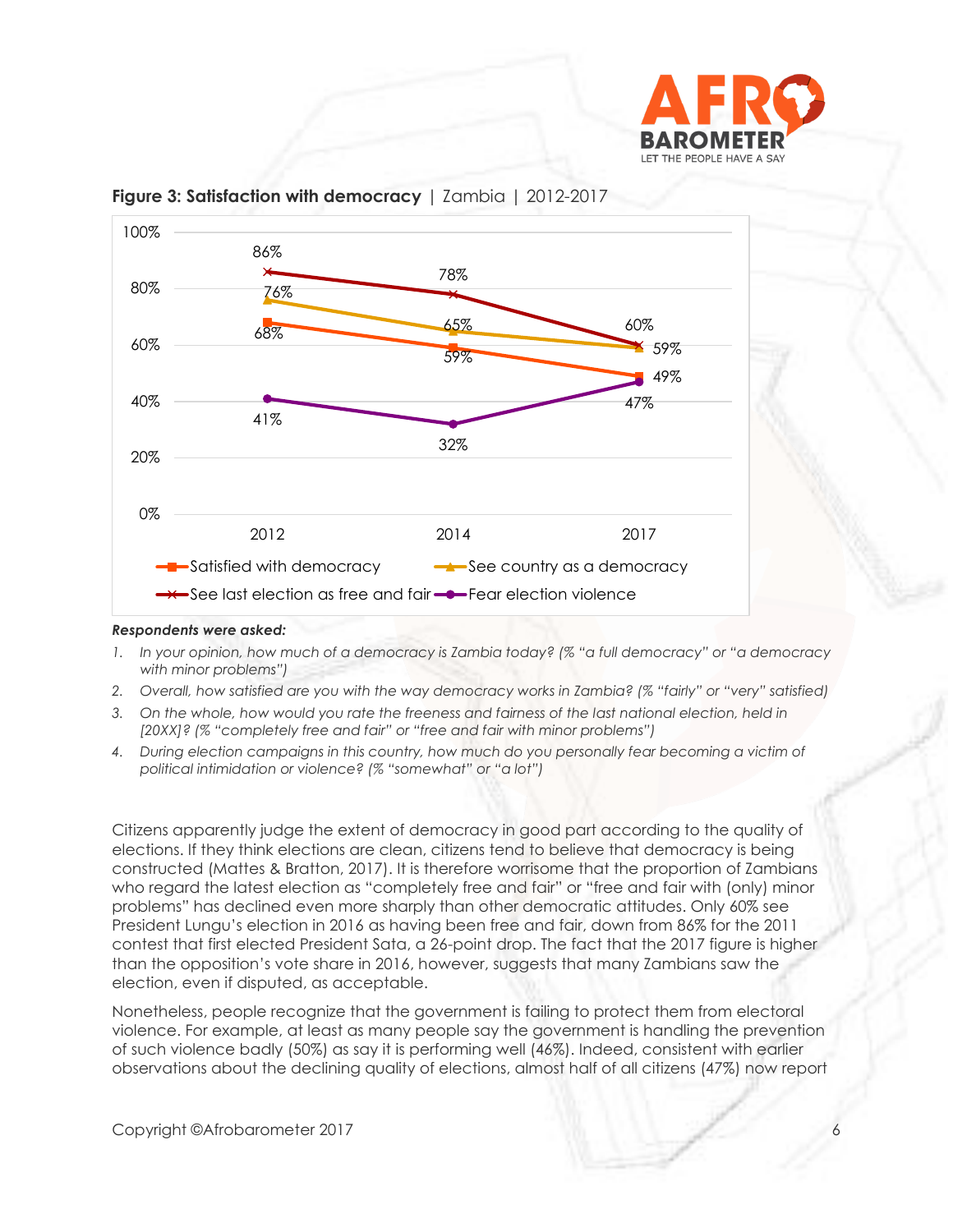**Figure 3: Satisfaction with democracy** | Zambia | 2012-2017

| | 2012 | 2014 | 2017 |
|---|---|---|---|
| Satisfied with democracy | 68% | 59% | 49% |
| See country as a democracy | 76% | 65% | 59% |
| See last election as free and fair | 86% | 78% | 60% |
| Fear election violence | 41% | 32% | 47% |

***Respondents were asked:***

1. *In your opinion, how much of a democracy is Zambia today? (% "a full democracy" or "a democracy with minor problems")*
2. *Overall, how satisfied are you with the way democracy works in Zambia? (% "fairly" or "very" satisfied)*
3. *On the whole, how would you rate the freeness and fairness of the last national election, held in [20XX]? (% "completely free and fair" or "free and fair with minor problems")*
4. *During election campaigns in this country, how much do you personally fear becoming a victim of political intimidation or violence? (% "somewhat" or "a lot")*

Citizens apparently judge the extent of democracy in good part according to the quality of elections. If they think elections are clean, citizens tend to believe that democracy is being constructed (Mattes & Bratton, 2017). It is therefore worrisome that the proportion of Zambians who regard the latest election as "completely free and fair" or "free and fair with (only) minor problems" has declined even more sharply than other democratic attitudes. Only 60% see President Lungu's election in 2016 as having been free and fair, down from 86% for the 2011 contest that first elected President Sata, a 26-point drop. The fact that the 2017 figure is higher than the opposition's vote share in 2016, however, suggests that many Zambians saw the election, even if disputed, as acceptable.

Nonetheless, people recognize that the government is failing to protect them from electoral violence. For example, at least as many people say the government is handling the prevention of such violence badly (50%) as say it is performing well (46%). Indeed, consistent with earlier observations about the declining quality of elections, almost half of all citizens (47%) now report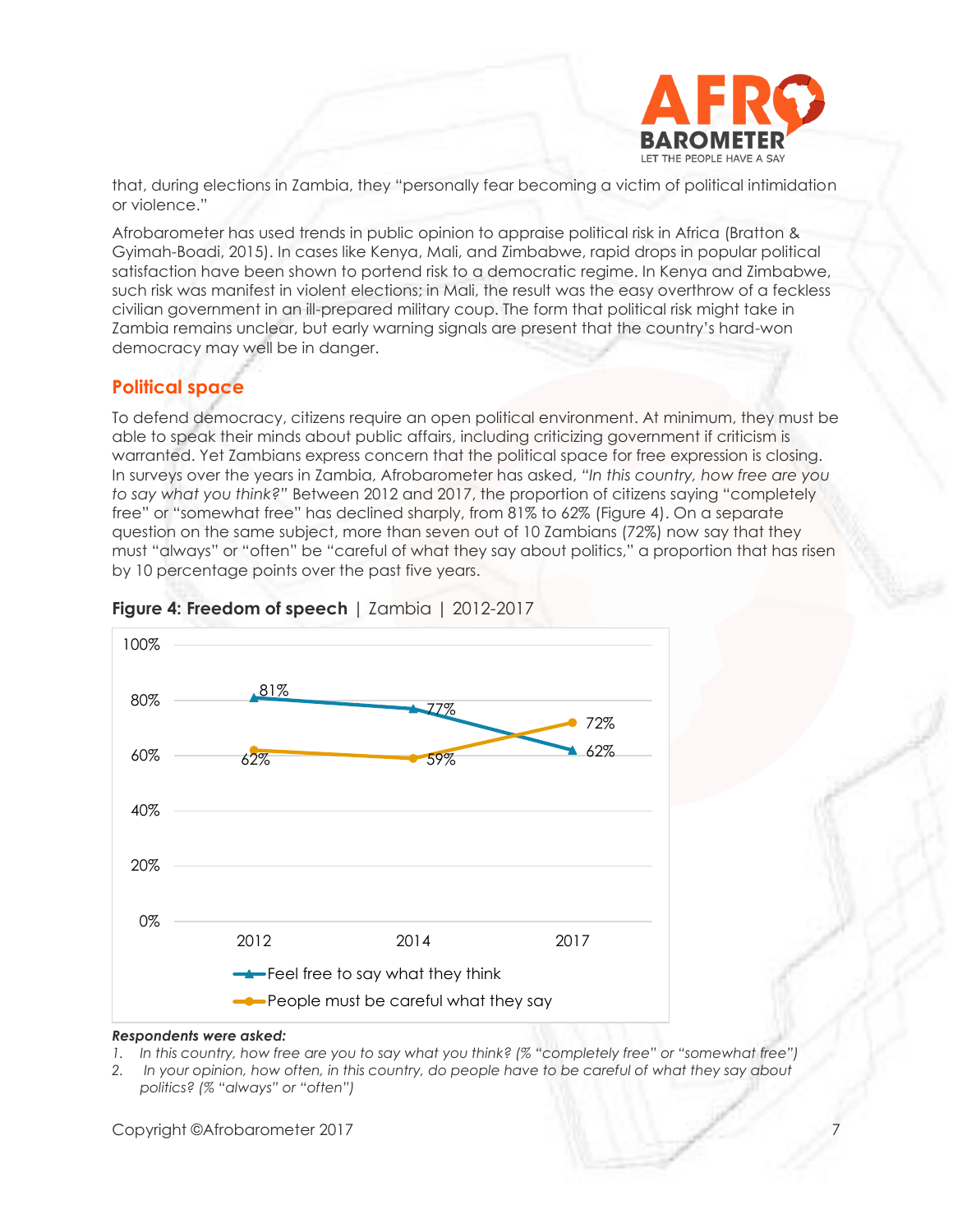that, during elections in Zambia, they "personally fear becoming a victim of political intimidation or violence."

Afrobarometer has used trends in public opinion to appraise political risk in Africa (Bratton & Gyimah-Boadi, 2015). In cases like Kenya, Mali, and Zimbabwe, rapid drops in popular political satisfaction have been shown to portend risk to a democratic regime. In Kenya and Zimbabwe, such risk was manifest in violent elections; in Mali, the result was the easy overthrow of a feckless civilian government in an ill-prepared military coup. The form that political risk might take in Zambia remains unclear, but early warning signals are present that the country's hard-won democracy may well be in danger.

## Political space

To defend democracy, citizens require an open political environment. At minimum, they must be able to speak their minds about public affairs, including criticizing government if criticism is warranted. Yet Zambians express concern that the political space for free expression is closing. In surveys over the years in Zambia, Afrobarometer has asked, *"In this country, how free are you to say what you think?"* Between 2012 and 2017, the proportion of citizens saying "completely free" or "somewhat free" has declined sharply, from 81% to 62% (Figure 4). On a separate question on the same subject, more than seven out of 10 Zambians (72%) now say that they must "always" or "often" be "careful of what they say about politics," a proportion that has risen by 10 percentage points over the past five years.

**Figure 4: Freedom of speech** | Zambia | 2012-2017

| | 2012 | 2014 | 2017 |
|---|---|---|---|
| Feel free to say what they think | 81% | 77% | 62% |
| People must be careful what they say | 62% | 59% | 72% |

***Respondents were asked:***

1. *In this country, how free are you to say what you think? (% "completely free" or "somewhat free")*
2. *In your opinion, how often, in this country, do people have to be careful of what they say about politics? (% "always" or "often")*

Copyright ©Afrobarometer 2017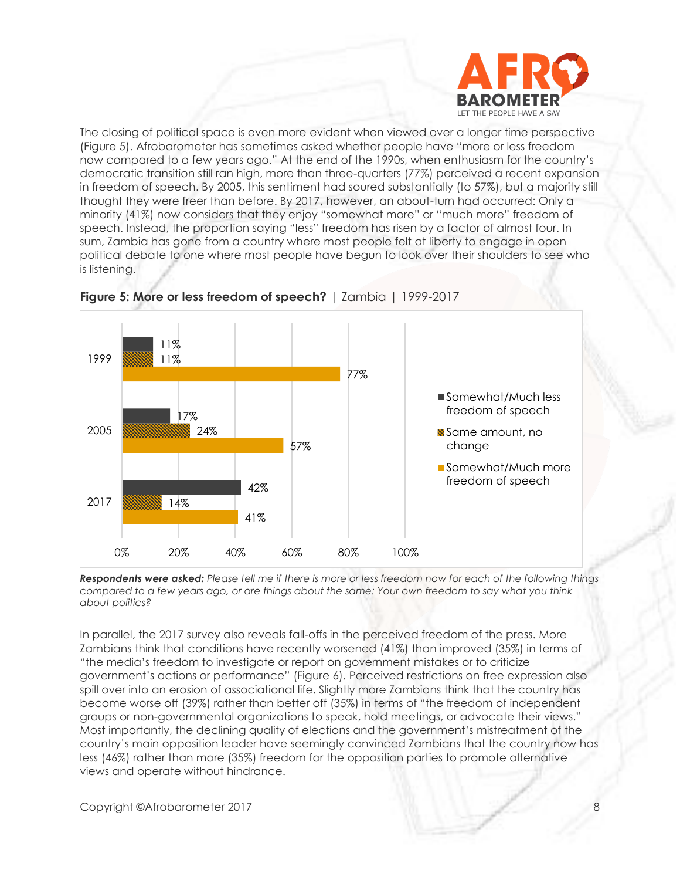The closing of political space is even more evident when viewed over a longer time perspective (Figure 5). Afrobarometer has sometimes asked whether people have "more or less freedom now compared to a few years ago." At the end of the 1990s, when enthusiasm for the country's democratic transition still ran high, more than three-quarters (77%) perceived a recent expansion in freedom of speech. By 2005, this sentiment had soured substantially (to 57%), but a majority still thought they were freer than before. By 2017, however, an about-turn had occurred: Only a minority (41%) now considers that they enjoy "somewhat more" or "much more" freedom of speech. Instead, the proportion saying "less" freedom has risen by a factor of almost four. In sum, Zambia has gone from a country where most people felt at liberty to engage in open political debate to one where most people have begun to look over their shoulders to see who is listening.

**Figure 5: More or less freedom of speech?** | Zambia | 1999-2017

| | Somewhat/Much less freedom of speech | Same amount, no change | Somewhat/Much more freedom of speech |
|---|---|---|---|
| 1999 | 11% | 11% | 77% |
| 2005 | 17% | 24% | 57% |
| 2017 | 42% | 14% | 41% |

***Respondents were asked:*** *Please tell me if there is more or less freedom now for each of the following things compared to a few years ago, or are things about the same: Your own freedom to say what you think about politics?*

In parallel, the 2017 survey also reveals fall-offs in the perceived freedom of the press. More Zambians think that conditions have recently worsened (41%) than improved (35%) in terms of "the media's freedom to investigate or report on government mistakes or to criticize government's actions or performance" (Figure 6). Perceived restrictions on free expression also spill over into an erosion of associational life. Slightly more Zambians think that the country has become worse off (39%) rather than better off (35%) in terms of "the freedom of independent groups or non-governmental organizations to speak, hold meetings, or advocate their views." Most importantly, the declining quality of elections and the government's mistreatment of the country's main opposition leader have seemingly convinced Zambians that the country now has less (46%) rather than more (35%) freedom for the opposition parties to promote alternative views and operate without hindrance.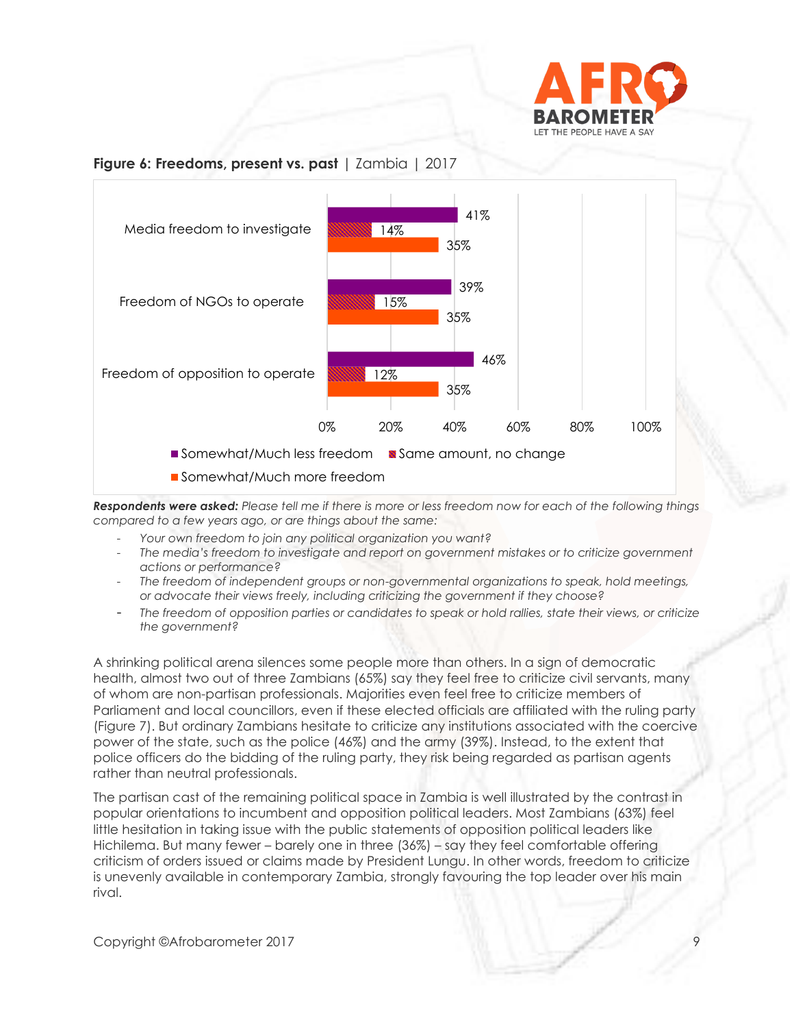**Figure 6: Freedoms, present vs. past** | Zambia | 2017

| | Somewhat/Much less freedom | Same amount, no change | Somewhat/Much more freedom |
|---|---|---|---|
| Media freedom to investigate | 41% | 14% | 35% |
| Freedom of NGOs to operate | 39% | 15% | 35% |
| Freedom of opposition to operate | 46% | 12% | 35% |

***Respondents were asked:*** *Please tell me if there is more or less freedom now for each of the following things compared to a few years ago, or are things about the same:*

- *Your own freedom to join any political organization you want?*
- *The media's freedom to investigate and report on government mistakes or to criticize government actions or performance?*
- *The freedom of independent groups or non-governmental organizations to speak, hold meetings, or advocate their views freely, including criticizing the government if they choose?*
- *The freedom of opposition parties or candidates to speak or hold rallies, state their views, or criticize the government?*

A shrinking political arena silences some people more than others. In a sign of democratic health, almost two out of three Zambians (65%) say they feel free to criticize civil servants, many of whom are non-partisan professionals. Majorities even feel free to criticize members of Parliament and local councillors, even if these elected officials are affiliated with the ruling party (Figure 7). But ordinary Zambians hesitate to criticize any institutions associated with the coercive power of the state, such as the police (46%) and the army (39%). Instead, to the extent that police officers do the bidding of the ruling party, they risk being regarded as partisan agents rather than neutral professionals.

The partisan cast of the remaining political space in Zambia is well illustrated by the contrast in popular orientations to incumbent and opposition political leaders. Most Zambians (63%) feel little hesitation in taking issue with the public statements of opposition political leaders like Hichilema. But many fewer – barely one in three (36%) – say they feel comfortable offering criticism of orders issued or claims made by President Lungu. In other words, freedom to criticize is unevenly available in contemporary Zambia, strongly favouring the top leader over his main rival.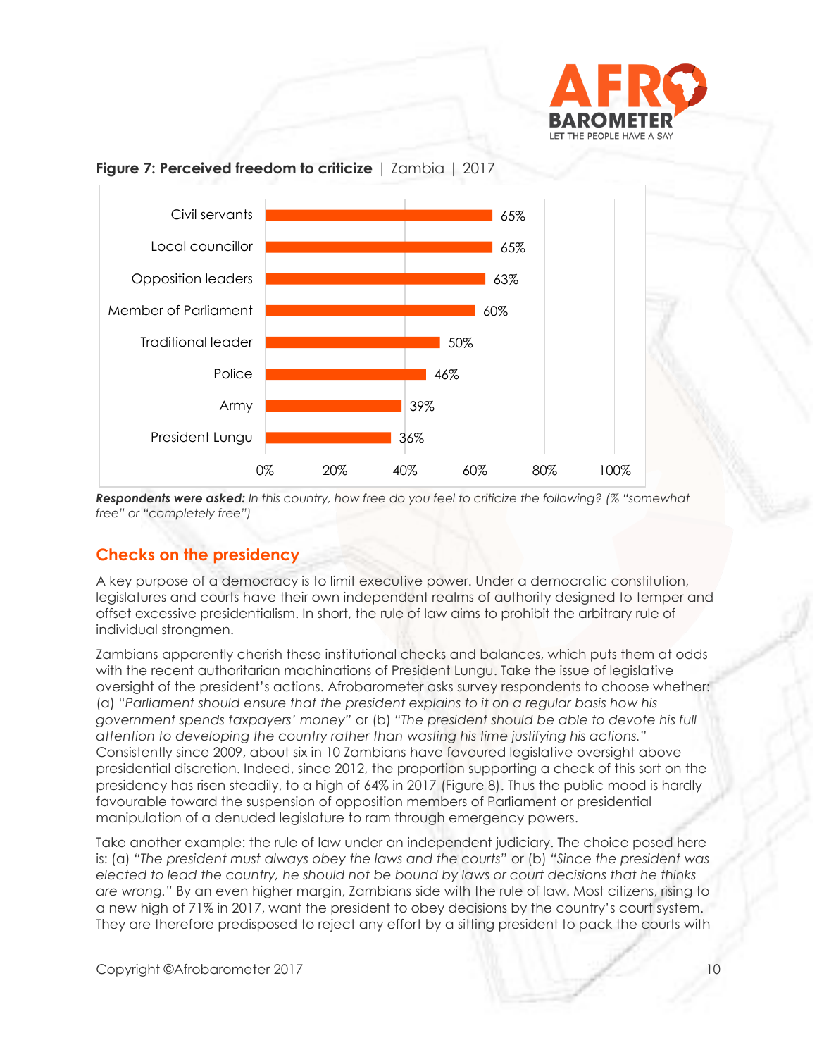**Figure 7: Perceived freedom to criticize** | Zambia | 2017

| | % |
|---|---|
| Civil servants | 65% |
| Local councillor | 65% |
| Opposition leaders | 63% |
| Member of Parliament | 60% |
| Traditional leader | 50% |
| Police | 46% |
| Army | 39% |
| President Lungu | 36% |

***Respondents were asked:*** *In this country, how free do you feel to criticize the following? (% "somewhat free" or "completely free")*

## Checks on the presidency

A key purpose of a democracy is to limit executive power. Under a democratic constitution, legislatures and courts have their own independent realms of authority designed to temper and offset excessive presidentialism. In short, the rule of law aims to prohibit the arbitrary rule of individual strongmen.

Zambians apparently cherish these institutional checks and balances, which puts them at odds with the recent authoritarian machinations of President Lungu. Take the issue of legislative oversight of the president's actions. Afrobarometer asks survey respondents to choose whether: (a) *"Parliament should ensure that the president explains to it on a regular basis how his government spends taxpayers' money"* or (b) *"The president should be able to devote his full attention to developing the country rather than wasting his time justifying his actions."* Consistently since 2009, about six in 10 Zambians have favoured legislative oversight above presidential discretion. Indeed, since 2012, the proportion supporting a check of this sort on the presidency has risen steadily, to a high of 64% in 2017 (Figure 8). Thus the public mood is hardly favourable toward the suspension of opposition members of Parliament or presidential manipulation of a denuded legislature to ram through emergency powers.

Take another example: the rule of law under an independent judiciary. The choice posed here is: (a) *"The president must always obey the laws and the courts"* or (b) *"Since the president was elected to lead the country, he should not be bound by laws or court decisions that he thinks are wrong."* By an even higher margin, Zambians side with the rule of law. Most citizens, rising to a new high of 71% in 2017, want the president to obey decisions by the country's court system. They are therefore predisposed to reject any effort by a sitting president to pack the courts with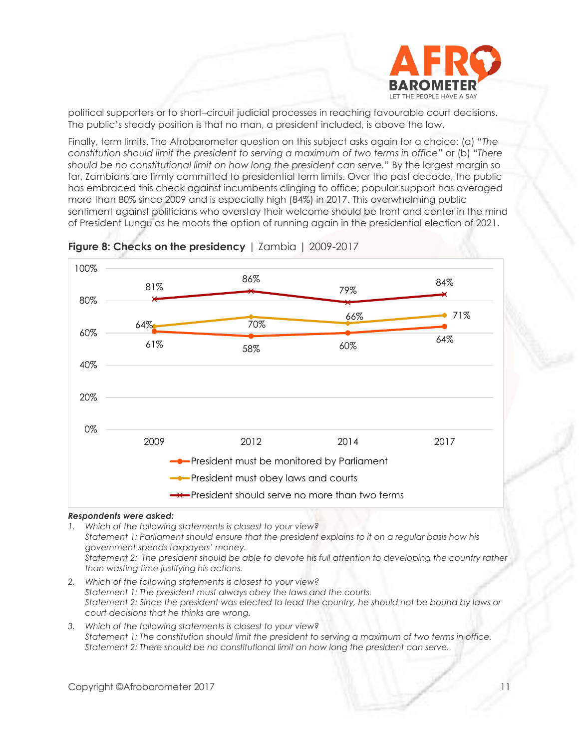political supporters or to short–circuit judicial processes in reaching favourable court decisions. The public's steady position is that no man, a president included, is above the law.

Finally, term limits. The Afrobarometer question on this subject asks again for a choice: (a) "*The constitution should limit the president to serving a maximum of two terms in office*" or (b) "*There should be no constitutional limit on how long the president can serve.*" By the largest margin so far, Zambians are firmly committed to presidential term limits. Over the past decade, the public has embraced this check against incumbents clinging to office; popular support has averaged more than 80% since 2009 and is especially high (84%) in 2017. This overwhelming public sentiment against politicians who overstay their welcome should be front and center in the mind of President Lungu as he moots the option of running again in the presidential election of 2021.

**Figure 8: Checks on the presidency** | Zambia | 2009-2017

| | 2009 | 2012 | 2014 | 2017 |
|---|---|---|---|---|
| President must be monitored by Parliament | 61% | 58% | 60% | 64% |
| President must obey laws and courts | 64% | 70% | 66% | 71% |
| President should serve no more than two terms | 81% | 86% | 79% | 84% |

***Respondents were asked:***

1. *Which of the following statements is closest to your view?*
   *Statement 1: Parliament should ensure that the president explains to it on a regular basis how his government spends taxpayers' money.*
   *Statement 2: The president should be able to devote his full attention to developing the country rather than wasting time justifying his actions.*
2. *Which of the following statements is closest to your view?*
   *Statement 1: The president must always obey the laws and the courts.*
   *Statement 2: Since the president was elected to lead the country, he should not be bound by laws or court decisions that he thinks are wrong.*
3. *Which of the following statements is closest to your view?*
   *Statement 1: The constitution should limit the president to serving a maximum of two terms in office.*
   *Statement 2: There should be no constitutional limit on how long the president can serve.*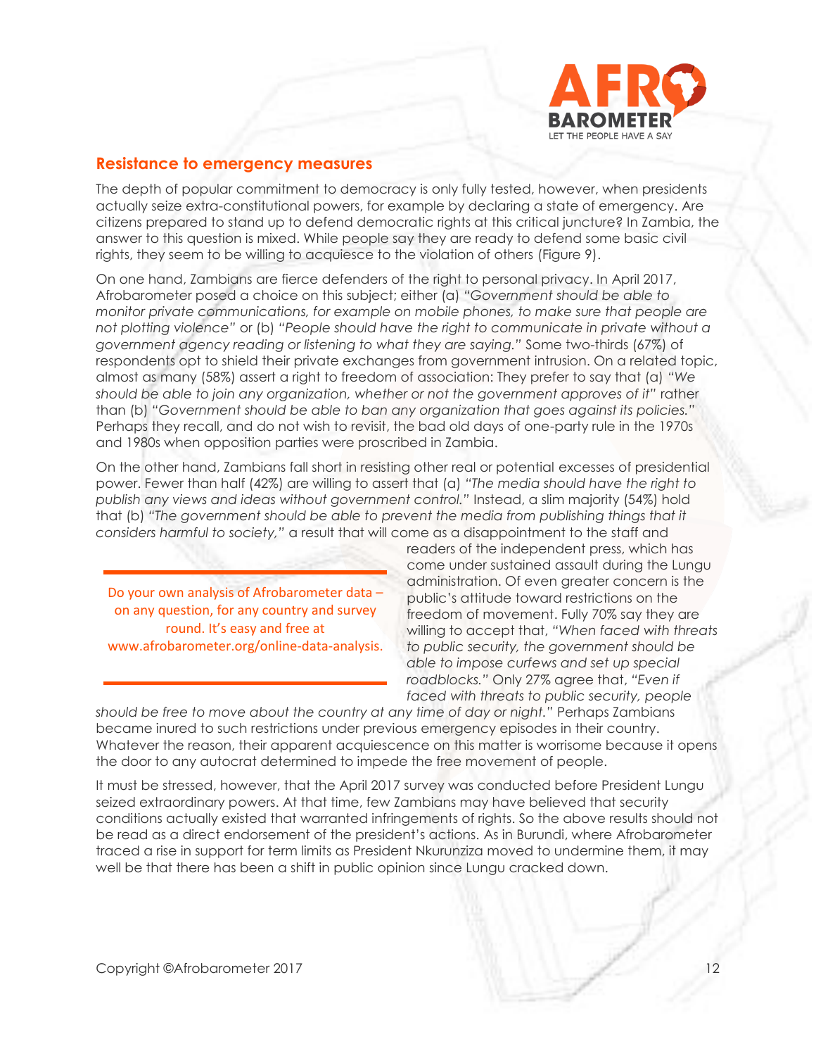## Resistance to emergency measures

The depth of popular commitment to democracy is only fully tested, however, when presidents actually seize extra-constitutional powers, for example by declaring a state of emergency. Are citizens prepared to stand up to defend democratic rights at this critical juncture? In Zambia, the answer to this question is mixed. While people say they are ready to defend some basic civil rights, they seem to be willing to acquiesce to the violation of others (Figure 9).

On one hand, Zambians are fierce defenders of the right to personal privacy. In April 2017, Afrobarometer posed a choice on this subject; either (a) *"Government should be able to monitor private communications, for example on mobile phones, to make sure that people are not plotting violence"* or (b) *"People should have the right to communicate in private without a government agency reading or listening to what they are saying."* Some two-thirds (67%) of respondents opt to shield their private exchanges from government intrusion. On a related topic, almost as many (58%) assert a right to freedom of association: They prefer to say that (a) *"We should be able to join any organization, whether or not the government approves of it"* rather than (b) *"Government should be able to ban any organization that goes against its policies."* Perhaps they recall, and do not wish to revisit, the bad old days of one-party rule in the 1970s and 1980s when opposition parties were proscribed in Zambia.

On the other hand, Zambians fall short in resisting other real or potential excesses of presidential power. Fewer than half (42%) are willing to assert that (a) *"The media should have the right to publish any views and ideas without government control."* Instead, a slim majority (54%) hold that (b) *"The government should be able to prevent the media from publishing things that it considers harmful to society,"* a result that will come as a disappointment to the staff and readers of the independent press, which has come under sustained assault during the Lungu administration. Of even greater concern is the public's attitude toward restrictions on the freedom of movement. Fully 70% say they are willing to accept that, *"When faced with threats to public security, the government should be able to impose curfews and set up special roadblocks."* Only 27% agree that, *"Even if faced with threats to public security, people should be free to move about the country at any time of day or night."* Perhaps Zambians became inured to such restrictions under previous emergency episodes in their country. Whatever the reason, their apparent acquiescence on this matter is worrisome because it opens the door to any autocrat determined to impede the free movement of people.

> Do your own analysis of Afrobarometer data – on any question, for any country and survey round. It's easy and free at www.afrobarometer.org/online-data-analysis.

It must be stressed, however, that the April 2017 survey was conducted before President Lungu seized extraordinary powers. At that time, few Zambians may have believed that security conditions actually existed that warranted infringements of rights. So the above results should not be read as a direct endorsement of the president's actions. As in Burundi, where Afrobarometer traced a rise in support for term limits as President Nkurunziza moved to undermine them, it may well be that there has been a shift in public opinion since Lungu cracked down.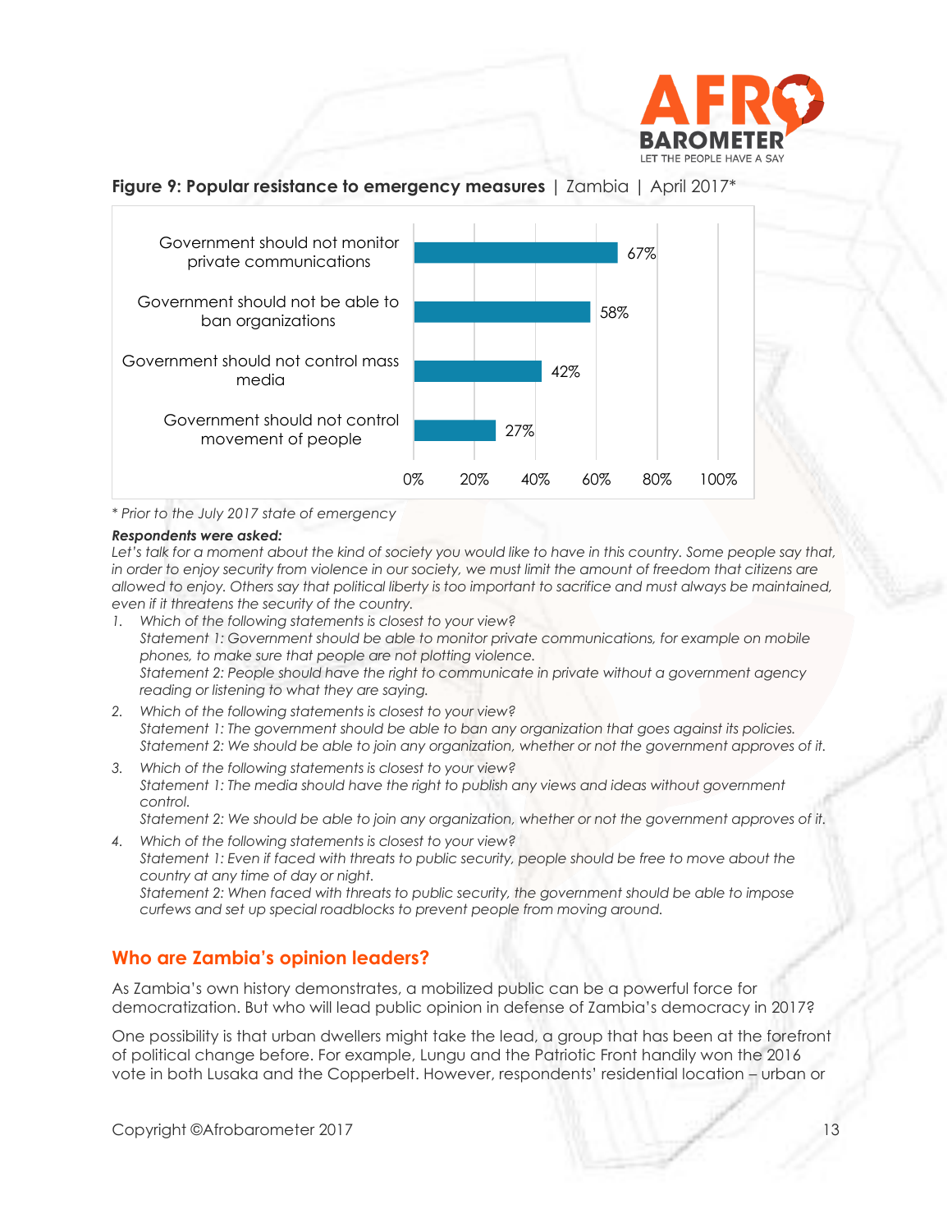**Figure 9: Popular resistance to emergency measures** | Zambia | April 2017*

| | |
|---|---|
| Government should not monitor private communications | 67% |
| Government should not be able to ban organizations | 58% |
| Government should not control mass media | 42% |
| Government should not control movement of people | 27% |

*\* Prior to the July 2017 state of emergency*

***Respondents were asked:***
*Let's talk for a moment about the kind of society you would like to have in this country. Some people say that, in order to enjoy security from violence in our society, we must limit the amount of freedom that citizens are allowed to enjoy. Others say that political liberty is too important to sacrifice and must always be maintained, even if it threatens the security of the country.*

1. *Which of the following statements is closest to your view?*
   *Statement 1: Government should be able to monitor private communications, for example on mobile phones, to make sure that people are not plotting violence.*
   *Statement 2: People should have the right to communicate in private without a government agency reading or listening to what they are saying.*
2. *Which of the following statements is closest to your view?*
   *Statement 1: The government should be able to ban any organization that goes against its policies.*
   *Statement 2: We should be able to join any organization, whether or not the government approves of it.*
3. *Which of the following statements is closest to your view?*
   *Statement 1: The media should have the right to publish any views and ideas without government control.*
   *Statement 2: We should be able to join any organization, whether or not the government approves of it.*
4. *Which of the following statements is closest to your view?*
   *Statement 1: Even if faced with threats to public security, people should be free to move about the country at any time of day or night.*
   *Statement 2: When faced with threats to public security, the government should be able to impose curfews and set up special roadblocks to prevent people from moving around.*

## Who are Zambia's opinion leaders?

As Zambia's own history demonstrates, a mobilized public can be a powerful force for democratization. But who will lead public opinion in defense of Zambia's democracy in 2017?

One possibility is that urban dwellers might take the lead, a group that has been at the forefront of political change before. For example, Lungu and the Patriotic Front handily won the 2016 vote in both Lusaka and the Copperbelt. However, respondents' residential location – urban or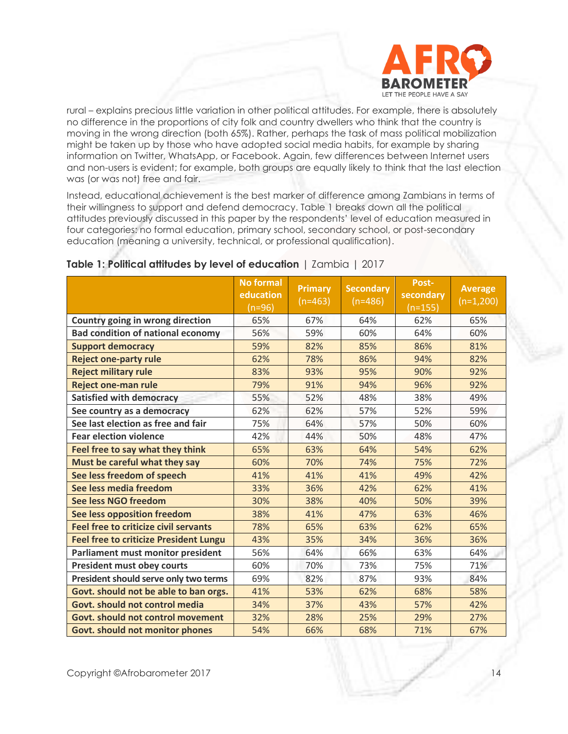rural – explains precious little variation in other political attitudes. For example, there is absolutely no difference in the proportions of city folk and country dwellers who think that the country is moving in the wrong direction (both 65%). Rather, perhaps the task of mass political mobilization might be taken up by those who have adopted social media habits, for example by sharing information on Twitter, WhatsApp, or Facebook. Again, few differences between Internet users and non-users is evident; for example, both groups are equally likely to think that the last election was (or was not) free and fair.

Instead, educational achievement is the best marker of difference among Zambians in terms of their willingness to support and defend democracy. Table 1 breaks down all the political attitudes previously discussed in this paper by the respondents' level of education measured in four categories: no formal education, primary school, secondary school, or post-secondary education (meaning a university, technical, or professional qualification).

**Table 1: Political attitudes by level of education** | Zambia | 2017

| | No formal education (n=96) | Primary (n=463) | Secondary (n=486) | Post-secondary (n=155) | Average (n=1,200) |
|---|---|---|---|---|---|
| **Country going in wrong direction** | 65% | 67% | 64% | 62% | 65% |
| **Bad condition of national economy** | 56% | 59% | 60% | 64% | 60% |
| **Support democracy** | 59% | 82% | 85% | 86% | 81% |
| **Reject one-party rule** | 62% | 78% | 86% | 94% | 82% |
| **Reject military rule** | 83% | 93% | 95% | 90% | 92% |
| **Reject one-man rule** | 79% | 91% | 94% | 96% | 92% |
| **Satisfied with democracy** | 55% | 52% | 48% | 38% | 49% |
| **See country as a democracy** | 62% | 62% | 57% | 52% | 59% |
| **See last election as free and fair** | 75% | 64% | 57% | 50% | 60% |
| **Fear election violence** | 42% | 44% | 50% | 48% | 47% |
| **Feel free to say what they think** | 65% | 63% | 64% | 54% | 62% |
| **Must be careful what they say** | 60% | 70% | 74% | 75% | 72% |
| **See less freedom of speech** | 41% | 41% | 41% | 49% | 42% |
| **See less media freedom** | 33% | 36% | 42% | 62% | 41% |
| **See less NGO freedom** | 30% | 38% | 40% | 50% | 39% |
| **See less opposition freedom** | 38% | 41% | 47% | 63% | 46% |
| **Feel free to criticize civil servants** | 78% | 65% | 63% | 62% | 65% |
| **Feel free to criticize President Lungu** | 43% | 35% | 34% | 36% | 36% |
| **Parliament must monitor president** | 56% | 64% | 66% | 63% | 64% |
| **President must obey courts** | 60% | 70% | 73% | 75% | 71% |
| **President should serve only two terms** | 69% | 82% | 87% | 93% | 84% |
| **Govt. should not be able to ban orgs.** | 41% | 53% | 62% | 68% | 58% |
| **Govt. should not control media** | 34% | 37% | 43% | 57% | 42% |
| **Govt. should not control movement** | 32% | 28% | 25% | 29% | 27% |
| **Govt. should not monitor phones** | 54% | 66% | 68% | 71% | 67% |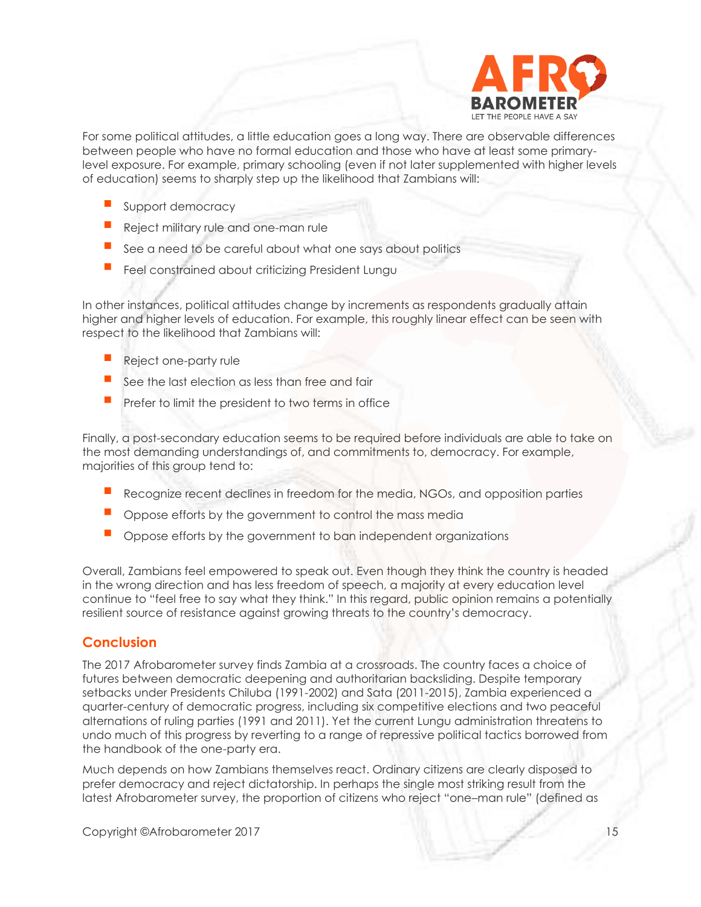For some political attitudes, a little education goes a long way. There are observable differences between people who have no formal education and those who have at least some primary-level exposure. For example, primary schooling (even if not later supplemented with higher levels of education) seems to sharply step up the likelihood that Zambians will:

- Support democracy
- Reject military rule and one-man rule
- See a need to be careful about what one says about politics
- Feel constrained about criticizing President Lungu

In other instances, political attitudes change by increments as respondents gradually attain higher and higher levels of education. For example, this roughly linear effect can be seen with respect to the likelihood that Zambians will:

- Reject one-party rule
- See the last election as less than free and fair
- Prefer to limit the president to two terms in office

Finally, a post-secondary education seems to be required before individuals are able to take on the most demanding understandings of, and commitments to, democracy. For example, majorities of this group tend to:

- Recognize recent declines in freedom for the media, NGOs, and opposition parties
- Oppose efforts by the government to control the mass media
- Oppose efforts by the government to ban independent organizations

Overall, Zambians feel empowered to speak out. Even though they think the country is headed in the wrong direction and has less freedom of speech, a majority at every education level continue to "feel free to say what they think." In this regard, public opinion remains a potentially resilient source of resistance against growing threats to the country's democracy.

## Conclusion

The 2017 Afrobarometer survey finds Zambia at a crossroads. The country faces a choice of futures between democratic deepening and authoritarian backsliding. Despite temporary setbacks under Presidents Chiluba (1991-2002) and Sata (2011-2015), Zambia experienced a quarter-century of democratic progress, including six competitive elections and two peaceful alternations of ruling parties (1991 and 2011). Yet the current Lungu administration threatens to undo much of this progress by reverting to a range of repressive political tactics borrowed from the handbook of the one-party era.

Much depends on how Zambians themselves react. Ordinary citizens are clearly disposed to prefer democracy and reject dictatorship. In perhaps the single most striking result from the latest Afrobarometer survey, the proportion of citizens who reject "one–man rule" (defined as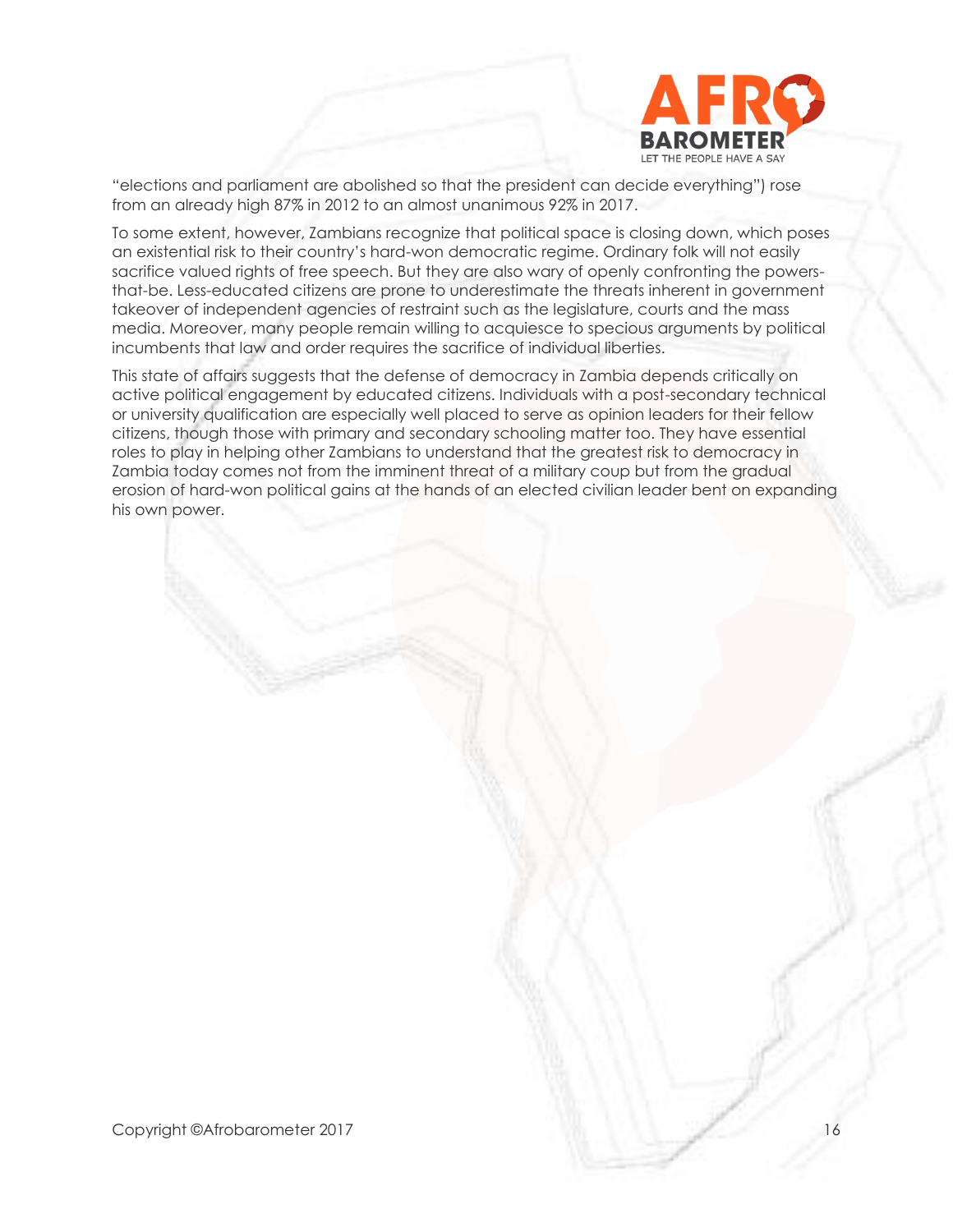"elections and parliament are abolished so that the president can decide everything") rose from an already high 87% in 2012 to an almost unanimous 92% in 2017.

To some extent, however, Zambians recognize that political space is closing down, which poses an existential risk to their country's hard-won democratic regime. Ordinary folk will not easily sacrifice valued rights of free speech. But they are also wary of openly confronting the powers-that-be. Less-educated citizens are prone to underestimate the threats inherent in government takeover of independent agencies of restraint such as the legislature, courts and the mass media. Moreover, many people remain willing to acquiesce to specious arguments by political incumbents that law and order requires the sacrifice of individual liberties.

This state of affairs suggests that the defense of democracy in Zambia depends critically on active political engagement by educated citizens. Individuals with a post-secondary technical or university qualification are especially well placed to serve as opinion leaders for their fellow citizens, though those with primary and secondary schooling matter too. They have essential roles to play in helping other Zambians to understand that the greatest risk to democracy in Zambia today comes not from the imminent threat of a military coup but from the gradual erosion of hard-won political gains at the hands of an elected civilian leader bent on expanding his own power.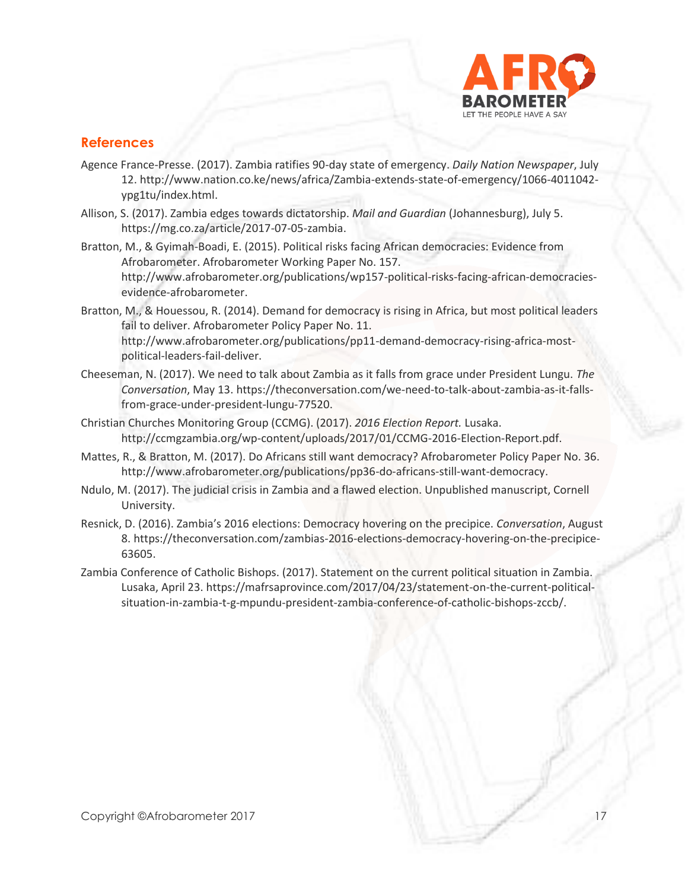## References

Agence France-Presse. (2017). Zambia ratifies 90-day state of emergency. *Daily Nation Newspaper*, July 12. http://www.nation.co.ke/news/africa/Zambia-extends-state-of-emergency/1066-4011042-ypg1tu/index.html.

Allison, S. (2017). Zambia edges towards dictatorship. *Mail and Guardian* (Johannesburg), July 5. https://mg.co.za/article/2017-07-05-zambia.

Bratton, M., & Gyimah-Boadi, E. (2015). Political risks facing African democracies: Evidence from Afrobarometer. Afrobarometer Working Paper No. 157. http://www.afrobarometer.org/publications/wp157-political-risks-facing-african-democracies-evidence-afrobarometer.

Bratton, M., & Houessou, R. (2014). Demand for democracy is rising in Africa, but most political leaders fail to deliver. Afrobarometer Policy Paper No. 11. http://www.afrobarometer.org/publications/pp11-demand-democracy-rising-africa-most-political-leaders-fail-deliver.

Cheeseman, N. (2017). We need to talk about Zambia as it falls from grace under President Lungu. *The Conversation*, May 13. https://theconversation.com/we-need-to-talk-about-zambia-as-it-falls-from-grace-under-president-lungu-77520.

Christian Churches Monitoring Group (CCMG). (2017). *2016 Election Report.* Lusaka. http://ccmgzambia.org/wp-content/uploads/2017/01/CCMG-2016-Election-Report.pdf.

Mattes, R., & Bratton, M. (2017). Do Africans still want democracy? Afrobarometer Policy Paper No. 36. http://www.afrobarometer.org/publications/pp36-do-africans-still-want-democracy.

Ndulo, M. (2017). The judicial crisis in Zambia and a flawed election. Unpublished manuscript, Cornell University.

Resnick, D. (2016). Zambia's 2016 elections: Democracy hovering on the precipice. *Conversation*, August 8. https://theconversation.com/zambias-2016-elections-democracy-hovering-on-the-precipice-63605.

Zambia Conference of Catholic Bishops. (2017). Statement on the current political situation in Zambia. Lusaka, April 23. https://mafrsaprovince.com/2017/04/23/statement-on-the-current-political-situation-in-zambia-t-g-mpundu-president-zambia-conference-of-catholic-bishops-zccb/.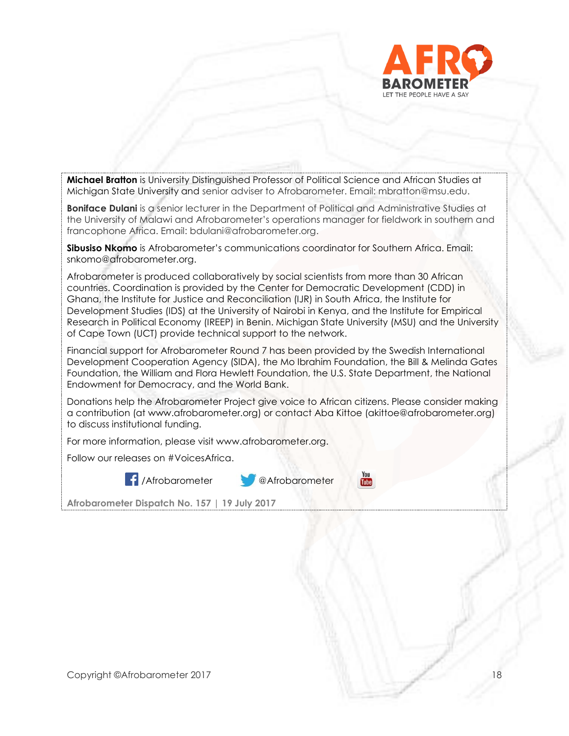**Michael Bratton** is University Distinguished Professor of Political Science and African Studies at Michigan State University and senior adviser to Afrobarometer. Email: mbratton@msu.edu.

**Boniface Dulani** is a senior lecturer in the Department of Political and Administrative Studies at the University of Malawi and Afrobarometer's operations manager for fieldwork in southern and francophone Africa. Email: bdulani@afrobarometer.org.

**Sibusiso Nkomo** is Afrobarometer's communications coordinator for Southern Africa. Email: snkomo@afrobarometer.org.

Afrobarometer is produced collaboratively by social scientists from more than 30 African countries. Coordination is provided by the Center for Democratic Development (CDD) in Ghana, the Institute for Justice and Reconciliation (IJR) in South Africa, the Institute for Development Studies (IDS) at the University of Nairobi in Kenya, and the Institute for Empirical Research in Political Economy (IREEP) in Benin. Michigan State University (MSU) and the University of Cape Town (UCT) provide technical support to the network.

Financial support for Afrobarometer Round 7 has been provided by the Swedish International Development Cooperation Agency (SIDA), the Mo Ibrahim Foundation, the Bill & Melinda Gates Foundation, the William and Flora Hewlett Foundation, the U.S. State Department, the National Endowment for Democracy, and the World Bank.

Donations help the Afrobarometer Project give voice to African citizens. Please consider making a contribution (at www.afrobarometer.org) or contact Aba Kittoe (akittoe@afrobarometer.org) to discuss institutional funding.

For more information, please visit www.afrobarometer.org.

Follow our releases on #VoicesAfrica.

/Afrobarometer @Afrobarometer

**Afrobarometer Dispatch No. 157 | 19 July 2017**

Copyright ©Afrobarometer 2017